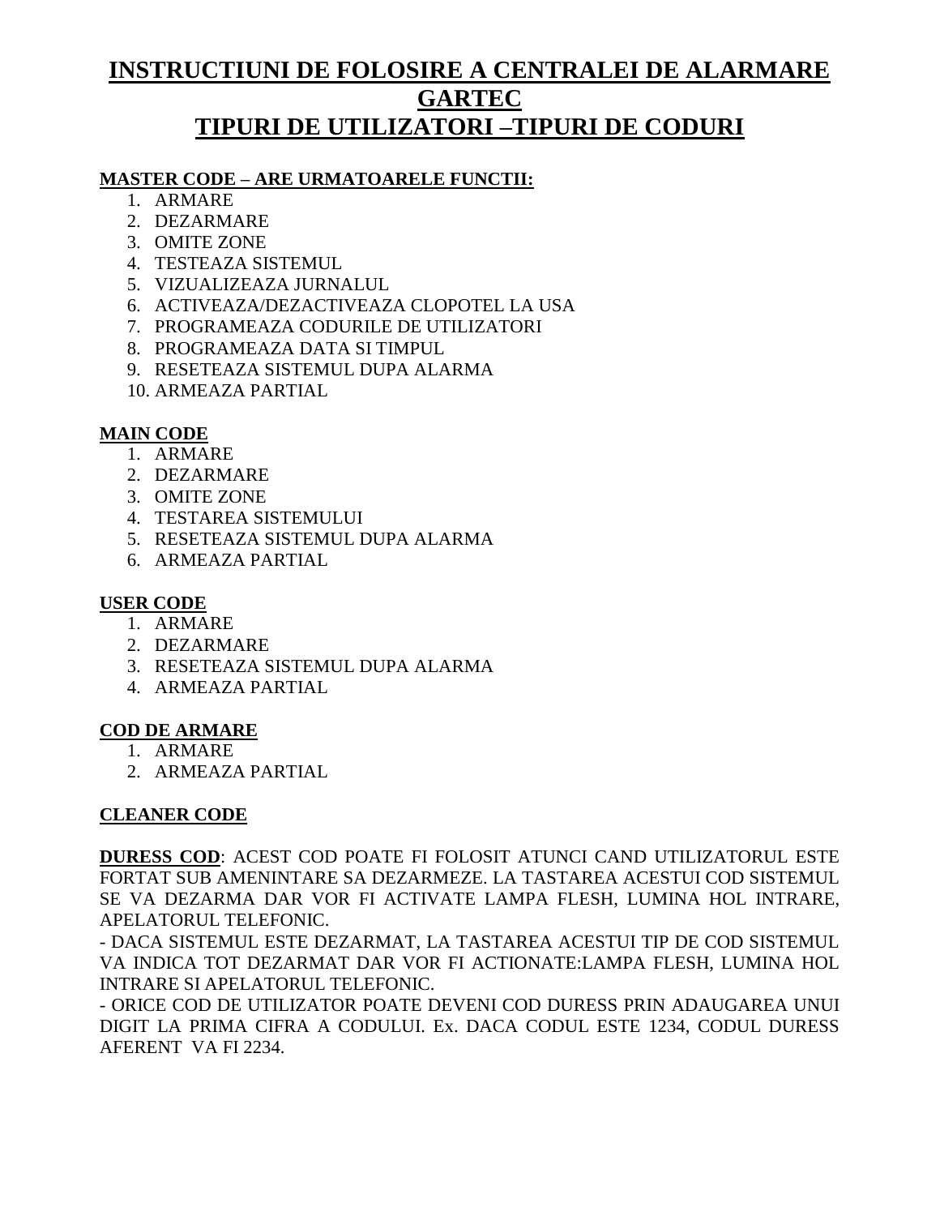# INSTRUCTIUNI DE FOLOSIRE A CENTRALEI DE ALARMARE GARTEC
# TIPURI DE UTILIZATORI –TIPURI DE CODURI

**MASTER CODE – ARE URMATOARELE FUNCTII:**

1. ARMARE
2. DEZARMARE
3. OMITE ZONE
4. TESTEAZA SISTEMUL
5. VIZUALIZEAZA JURNALUL
6. ACTIVEAZA/DEZACTIVEAZA CLOPOTEL LA USA
7. PROGRAMEAZA CODURILE DE UTILIZATORI
8. PROGRAMEAZA DATA SI TIMPUL
9. RESETEAZA SISTEMUL DUPA ALARMA
10. ARMEAZA PARTIAL

**MAIN CODE**

1. ARMARE
2. DEZARMARE
3. OMITE ZONE
4. TESTAREA SISTEMULUI
5. RESETEAZA SISTEMUL DUPA ALARMA
6. ARMEAZA PARTIAL

**USER CODE**

1. ARMARE
2. DEZARMARE
3. RESETEAZA SISTEMUL DUPA ALARMA
4. ARMEAZA PARTIAL

**COD DE ARMARE**

1. ARMARE
2. ARMEAZA PARTIAL

**CLEANER CODE**

**DURESS COD**: ACEST COD POATE FI FOLOSIT ATUNCI CAND UTILIZATORUL ESTE FORTAT SUB AMENINTARE SA DEZARMEZE. LA TASTAREA ACESTUI COD SISTEMUL SE VA DEZARMA DAR VOR FI ACTIVATE LAMPA FLESH, LUMINA HOL INTRARE, APELATORUL TELEFONIC.

- DACA SISTEMUL ESTE DEZARMAT, LA TASTAREA ACESTUI TIP DE COD SISTEMUL VA INDICA TOT DEZARMAT DAR VOR FI ACTIONATE:LAMPA FLESH, LUMINA HOL INTRARE SI APELATORUL TELEFONIC.

- ORICE COD DE UTILIZATOR POATE DEVENI COD DURESS PRIN ADAUGAREA UNUI DIGIT LA PRIMA CIFRA A CODULUI. Ex. DACA CODUL ESTE 1234, CODUL DURESS AFERENT VA FI 2234.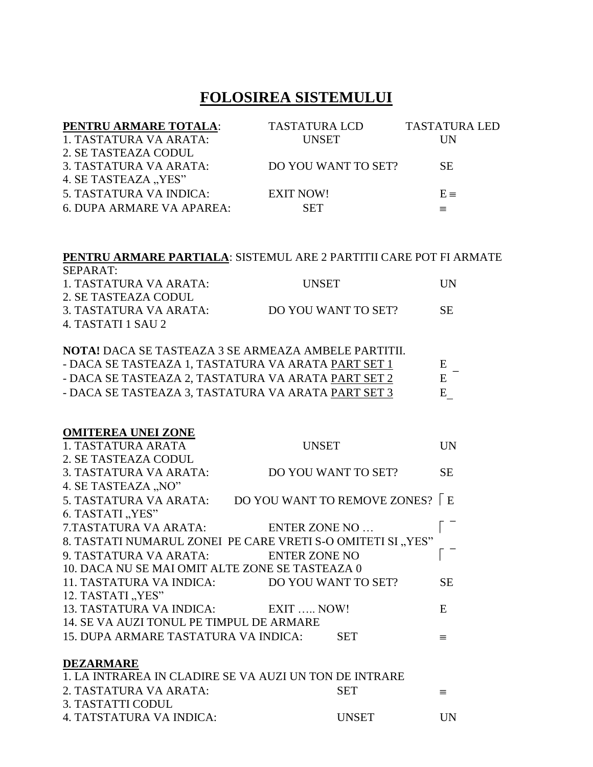# FOLOSIREA SISTEMULUI

| **PENTRU ARMARE TOTALA**: | TASTATURA LCD | TASTATURA LED |
|---|---|---|
| 1. TASTATURA VA ARATA: | UNSET | UN |
| 2. SE TASTEAZA CODUL | | |
| 3. TASTATURA VA ARATA: | DO YOU WANT TO SET? | SE |
| 4. SE TASTEAZA „YES” | | |
| 5. TASTATURA VA INDICA: | EXIT NOW! | E ≡ |
| 6. DUPA ARMARE VA APAREA: | SET | ≡ |

**PENTRU ARMARE PARTIALA**: SISTEMUL ARE 2 PARTITII CARE POT FI ARMATE SEPARAT:

| | | |
|---|---|---|
| 1. TASTATURA VA ARATA: | UNSET | UN |
| 2. SE TASTEAZA CODUL | | |
| 3. TASTATURA VA ARATA: | DO YOU WANT TO SET? | SE |
| 4. TASTATI 1 SAU 2 | | |

**NOTA!** DACA SE TASTEAZA 3 SE ARMEAZA AMBELE PARTITII.

| | |
|---|---|
| - DACA SE TASTEAZA 1, TASTATURA VA ARATA PART SET 1 | E ‾ |
| - DACA SE TASTEAZA 2, TASTATURA VA ARATA PART SET 2 | E |
| - DACA SE TASTEAZA 3, TASTATURA VA ARATA PART SET 3 | E_ |

**OMITEREA UNEI ZONE**

| | | |
|---|---|---|
| 1. TASTATURA ARATA | UNSET | UN |
| 2. SE TASTEAZA CODUL | | |
| 3. TASTATURA VA ARATA: | DO YOU WANT TO SET? | SE |
| 4. SE TASTEAZA „NO” | | |
| 5. TASTATURA VA ARATA: | DO YOU WANT TO REMOVE ZONES? | ⎡ E |
| 6. TASTATI „YES” | | |
| 7.TASTATURA VA ARATA: | ENTER ZONE NO … | ⎡ ‾ |
| 8. TASTATI NUMARUL ZONEI PE CARE VRETI S-O OMITETI SI „YES” | | |
| 9. TASTATURA VA ARATA: | ENTER ZONE NO | ⎡ ‾ |
| 10. DACA NU SE MAI OMIT ALTE ZONE SE TASTEAZA 0 | | |
| 11. TASTATURA VA INDICA: | DO YOU WANT TO SET? | SE |
| 12. TASTATI „YES” | | |
| 13. TASTATURA VA INDICA: | EXIT ….. NOW! | E |
| 14. SE VA AUZI TONUL PE TIMPUL DE ARMARE | | |
| 15. DUPA ARMARE TASTATURA VA INDICA: | SET | ≡ |

**DEZARMARE**

| | | |
|---|---|---|
| 1. LA INTRAREA IN CLADIRE SE VA AUZI UN TON DE INTRARE | | |
| 2. TASTATURA VA ARATA: | SET | ≡ |
| 3. TASTATTI CODUL | | |
| 4. TATSTATURA VA INDICA: | UNSET | UN |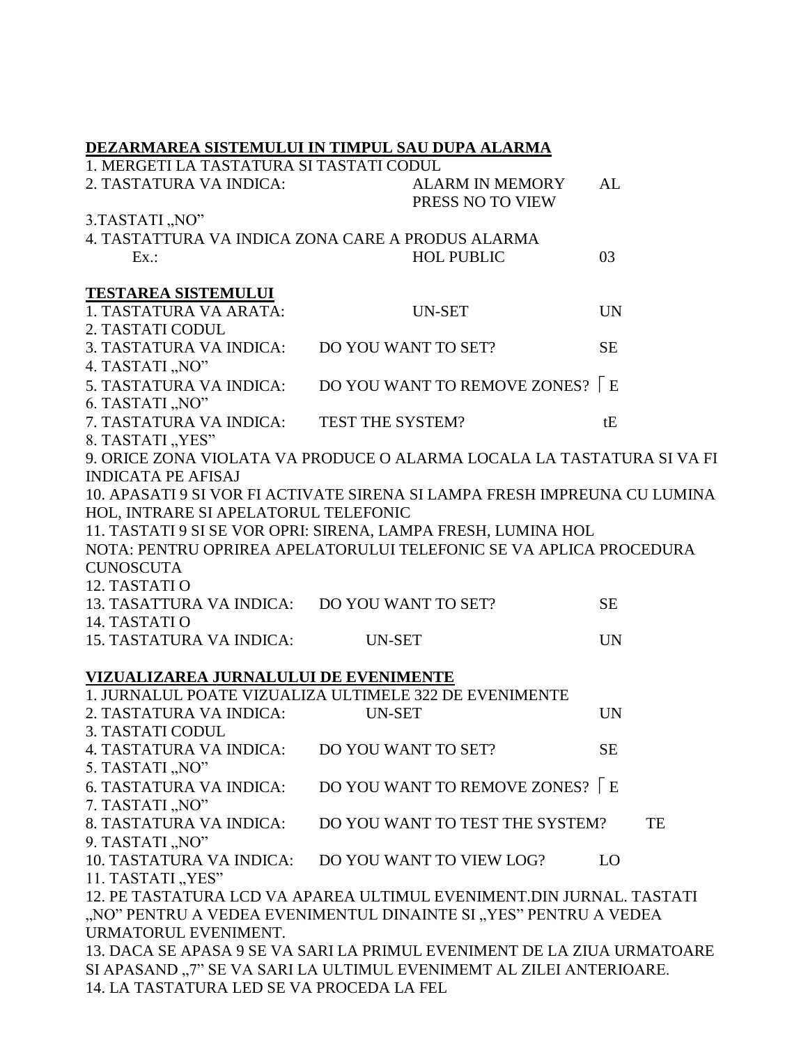## DEZARMAREA SISTEMULUI IN TIMPUL SAU DUPA ALARMA

1. MERGETI LA TASTATURA SI TASTATI CODUL
2. TASTATURA VA INDICA: ALARM IN MEMORY PRESS NO TO VIEW AL
3. TASTATI „NO"
4. TASTATTURA VA INDICA ZONA CARE A PRODUS ALARMA
   Ex.: HOL PUBLIC 03

## TESTAREA SISTEMULUI

1. TASTATURA VA ARATA: UN-SET UN
2. TASTATI CODUL
3. TASTATURA VA INDICA: DO YOU WANT TO SET? SE
4. TASTATI „NO"
5. TASTATURA VA INDICA: DO YOU WANT TO REMOVE ZONES? ⌈ E
6. TASTATI „NO"
7. TASTATURA VA INDICA: TEST THE SYSTEM? tE
8. TASTATI „YES"
9. ORICE ZONA VIOLATA VA PRODUCE O ALARMA LOCALA LA TASTATURA SI VA FI INDICATA PE AFISAJ
10. APASATI 9 SI VOR FI ACTIVATE SIRENA SI LAMPA FRESH IMPREUNA CU LUMINA HOL, INTRARE SI APELATORUL TELEFONIC
11. TASTATI 9 SI SE VOR OPRI: SIRENA, LAMPA FRESH, LUMINA HOL
    NOTA: PENTRU OPRIREA APELATORULUI TELEFONIC SE VA APLICA PROCEDURA CUNOSCUTA
12. TASTATI O
13. TASATTURA VA INDICA: DO YOU WANT TO SET? SE
14. TASTATI O
15. TASTATURA VA INDICA: UN-SET UN

## VIZUALIZAREA JURNALULUI DE EVENIMENTE

1. JURNALUL POATE VIZUALIZA ULTIMELE 322 DE EVENIMENTE
2. TASTATURA VA INDICA: UN-SET UN
3. TASTATI CODUL
4. TASTATURA VA INDICA: DO YOU WANT TO SET? SE
5. TASTATI „NO"
6. TASTATURA VA INDICA: DO YOU WANT TO REMOVE ZONES? ⌈ E
7. TASTATI „NO"
8. TASTATURA VA INDICA: DO YOU WANT TO TEST THE SYSTEM? TE
9. TASTATI „NO"
10. TASTATURA VA INDICA: DO YOU WANT TO VIEW LOG? LO
11. TASTATI „YES"
12. PE TASTATURA LCD VA APAREA ULTIMUL EVENIMENT.DIN JURNAL. TASTATI „NO" PENTRU A VEDEA EVENIMENTUL DINAINTE SI „YES" PENTRU A VEDEA URMATORUL EVENIMENT.
13. DACA SE APASA 9 SE VA SARI LA PRIMUL EVENIMENT DE LA ZIUA URMATOARE SI APASAND „7" SE VA SARI LA ULTIMUL EVENIMEMT AL ZILEI ANTERIOARE.
14. LA TASTATURA LED SE VA PROCEDA LA FEL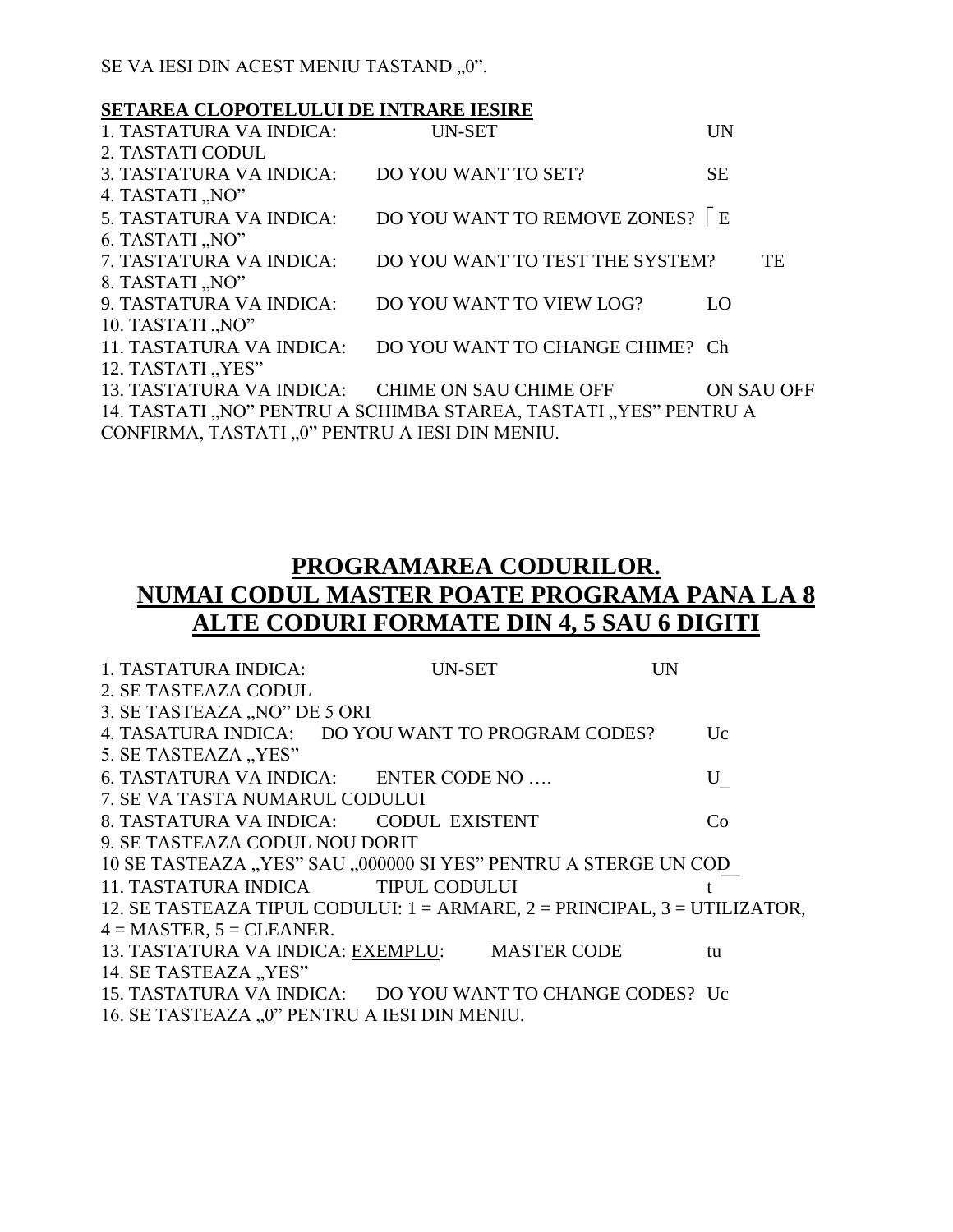SE VA IESI DIN ACEST MENIU TASTAND „0".

**SETAREA CLOPOTELULUI DE INTRARE IESIRE**

1. TASTATURA VA INDICA: UN-SET UN
2. TASTATI CODUL
3. TASTATURA VA INDICA: DO YOU WANT TO SET? SE
4. TASTATI „NO"
5. TASTATURA VA INDICA: DO YOU WANT TO REMOVE ZONES? ⌈E
6. TASTATI „NO"
7. TASTATURA VA INDICA: DO YOU WANT TO TEST THE SYSTEM? TE
8. TASTATI „NO"
9. TASTATURA VA INDICA: DO YOU WANT TO VIEW LOG? LO
10. TASTATI „NO"
11. TASTATURA VA INDICA: DO YOU WANT TO CHANGE CHIME? Ch
12. TASTATI „YES"
13. TASTATURA VA INDICA: CHIME ON SAU CHIME OFF ON SAU OFF
14. TASTATI „NO" PENTRU A SCHIMBA STAREA, TASTATI „YES" PENTRU A CONFIRMA, TASTATI „0" PENTRU A IESI DIN MENIU.

# PROGRAMAREA CODURILOR.
# NUMAI CODUL MASTER POATE PROGRAMA PANA LA 8 ALTE CODURI FORMATE DIN 4, 5 SAU 6 DIGITI

1. TASTATURA INDICA: UN-SET UN
2. SE TASTEAZA CODUL
3. SE TASTEAZA „NO" DE 5 ORI
4. TASATURA INDICA: DO YOU WANT TO PROGRAM CODES? Uc
5. SE TASTEAZA „YES"
6. TASTATURA VA INDICA: ENTER CODE NO …. U_
7. SE VA TASTA NUMARUL CODULUI
8. TASTATURA VA INDICA: CODUL EXISTENT Co
9. SE TASTEAZA CODUL NOU DORIT
10. SE TASTEAZA „YES" SAU „000000 SI YES" PENTRU A STERGE UN COD_
11. TASTATURA INDICA TIPUL CODULUI t
12. SE TASTEAZA TIPUL CODULUI: 1 = ARMARE, 2 = PRINCIPAL, 3 = UTILIZATOR, 4 = MASTER, 5 = CLEANER.
13. TASTATURA VA INDICA: EXEMPLU: MASTER CODE tu
14. SE TASTEAZA „YES"
15. TASTATURA VA INDICA: DO YOU WANT TO CHANGE CODES? Uc
16. SE TASTEAZA „0" PENTRU A IESI DIN MENIU.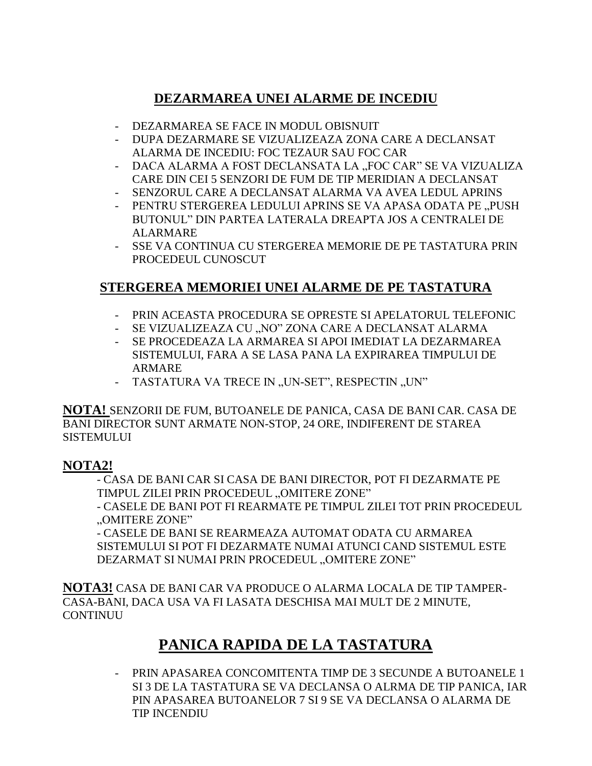## DEZARMAREA UNEI ALARME DE INCEDIU

- DEZARMAREA SE FACE IN MODUL OBISNUIT
- DUPA DEZARMARE SE VIZUALIZEAZA ZONA CARE A DECLANSAT ALARMA DE INCEDIU: FOC TEZAUR SAU FOC CAR
- DACA ALARMA A FOST DECLANSATA LA „FOC CAR" SE VA VIZUALIZA CARE DIN CEI 5 SENZORI DE FUM DE TIP MERIDIAN A DECLANSAT
- SENZORUL CARE A DECLANSAT ALARMA VA AVEA LEDUL APRINS
- PENTRU STERGEREA LEDULUI APRINS SE VA APASA ODATA PE „PUSH BUTONUL" DIN PARTEA LATERALA DREAPTA JOS A CENTRALEI DE ALARMARE
- SSE VA CONTINUA CU STERGEREA MEMORIE DE PE TASTATURA PRIN PROCEDEUL CUNOSCUT

## STERGEREA MEMORIEI UNEI ALARME DE PE TASTATURA

- PRIN ACEASTA PROCEDURA SE OPRESTE SI APELATORUL TELEFONIC
- SE VIZUALIZEAZA CU „NO" ZONA CARE A DECLANSAT ALARMA
- SE PROCEDEAZA LA ARMAREA SI APOI IMEDIAT LA DEZARMAREA SISTEMULUI, FARA A SE LASA PANA LA EXPIRAREA TIMPULUI DE ARMARE
- TASTATURA VA TRECE IN „UN-SET", RESPECTIN „UN"

**NOTA!** SENZORII DE FUM, BUTOANELE DE PANICA, CASA DE BANI CAR. CASA DE BANI DIRECTOR SUNT ARMATE NON-STOP, 24 ORE, INDIFERENT DE STAREA SISTEMULUI

**NOTA2!**

- CASA DE BANI CAR SI CASA DE BANI DIRECTOR, POT FI DEZARMATE PE TIMPUL ZILEI PRIN PROCEDEUL „OMITERE ZONE"
- CASELE DE BANI POT FI REARMATE PE TIMPUL ZILEI TOT PRIN PROCEDEUL „OMITERE ZONE"
- CASELE DE BANI SE REARMEAZA AUTOMAT ODATA CU ARMAREA SISTEMULUI SI POT FI DEZARMATE NUMAI ATUNCI CAND SISTEMUL ESTE DEZARMAT SI NUMAI PRIN PROCEDEUL „OMITERE ZONE"

**NOTA3!** CASA DE BANI CAR VA PRODUCE O ALARMA LOCALA DE TIP TAMPER-CASA-BANI, DACA USA VA FI LASATA DESCHISA MAI MULT DE 2 MINUTE, CONTINUU

# PANICA RAPIDA DE LA TASTATURA

- PRIN APASAREA CONCOMITENTA TIMP DE 3 SECUNDE A BUTOANELE 1 SI 3 DE LA TASTATURA SE VA DECLANSA O ALRMA DE TIP PANICA, IAR PIN APASAREA BUTOANELOR 7 SI 9 SE VA DECLANSA O ALARMA DE TIP INCENDIU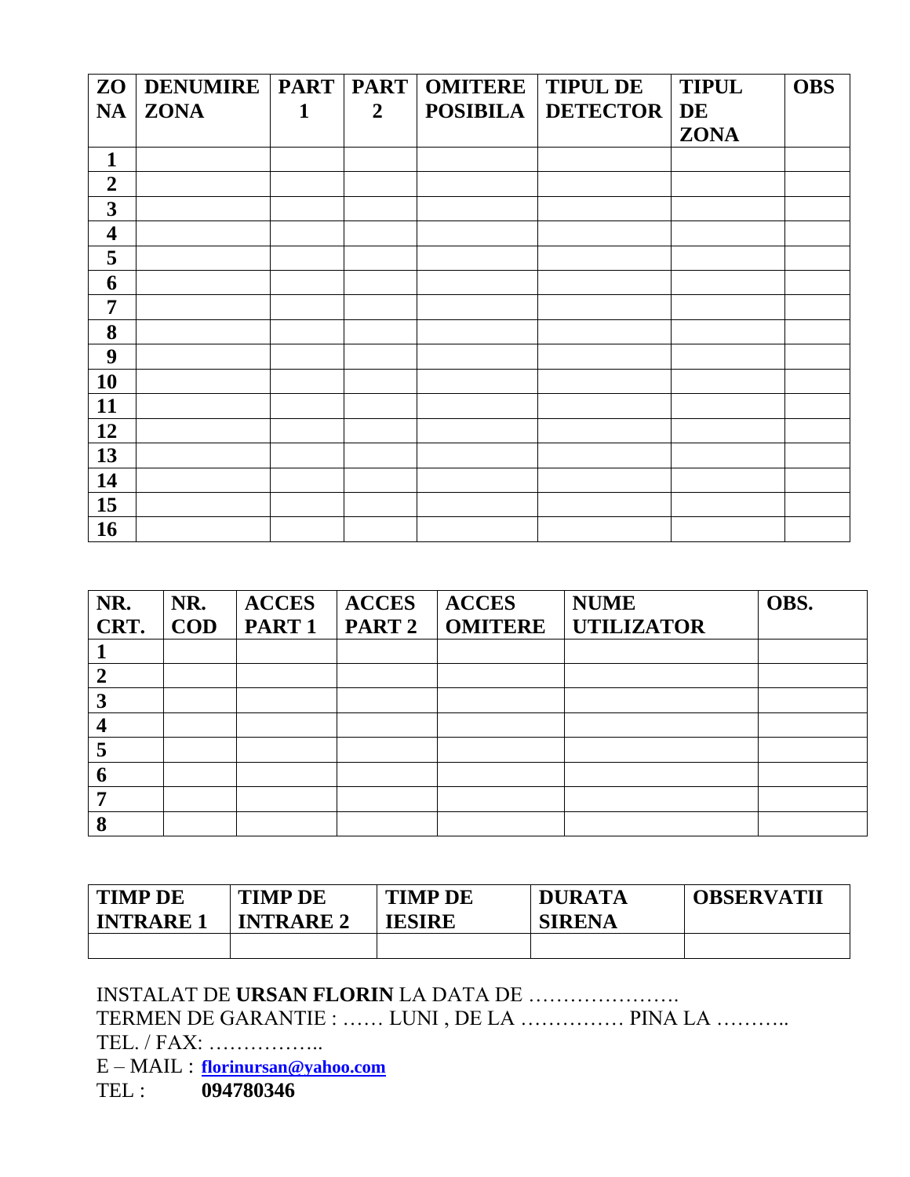| ZONA | DENUMIRE ZONA | PART 1 | PART 2 | OMITERE POSIBILA | TIPUL DE DETECTOR | TIPUL DE ZONA | OBS |
|---|---|---|---|---|---|---|---|
| 1 | | | | | | | |
| 2 | | | | | | | |
| 3 | | | | | | | |
| 4 | | | | | | | |
| 5 | | | | | | | |
| 6 | | | | | | | |
| 7 | | | | | | | |
| 8 | | | | | | | |
| 9 | | | | | | | |
| 10 | | | | | | | |
| 11 | | | | | | | |
| 12 | | | | | | | |
| 13 | | | | | | | |
| 14 | | | | | | | |
| 15 | | | | | | | |
| 16 | | | | | | | |

| NR. CRT. | NR. COD | ACCES PART 1 | ACCES PART 2 | ACCES OMITERE | NUME UTILIZATOR | OBS. |
|---|---|---|---|---|---|---|
| 1 | | | | | | |
| 2 | | | | | | |
| 3 | | | | | | |
| 4 | | | | | | |
| 5 | | | | | | |
| 6 | | | | | | |
| 7 | | | | | | |
| 8 | | | | | | |

| TIMP DE INTRARE 1 | TIMP DE INTRARE 2 | TIMP DE IESIRE | DURATA SIRENA | OBSERVATII |
|---|---|---|---|---|
| | | | | |

INSTALAT DE **URSAN FLORIN** LA DATA DE ………………….
TERMEN DE GARANTIE : …… LUNI , DE LA …………… PINA LA ………..
TEL. / FAX: ……………..
E – MAIL : **florinursan@yahoo.com**
TEL : **094780346**